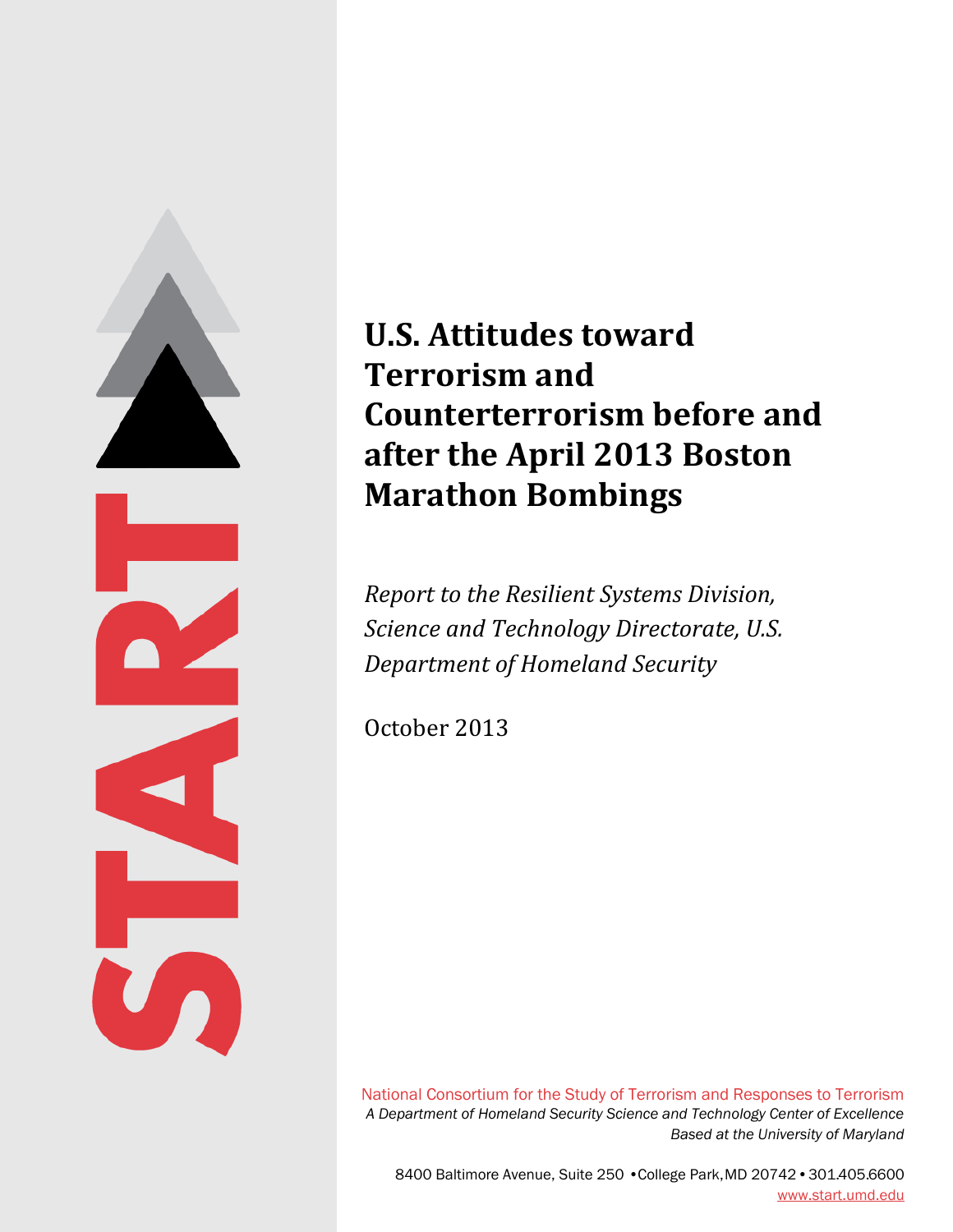# U.S. Attitudes toward Terrorism and Counterterrorism before and after the April 2013 Boston Marathon Bombings

*Report to the Resilient Systems Division, Science and Technology Directorate, U.S. Department of Homeland Security*

October 2013

National Consortium for the Study of Terrorism and Responses to Terrorism

*A Department of Homeland Security Science and Technology Center of Excellence*

*Based at the University of Maryland*

8400 Baltimore Avenue, Suite 250 •College Park, MD 20742 • 301.405.6600

www.start.umd.edu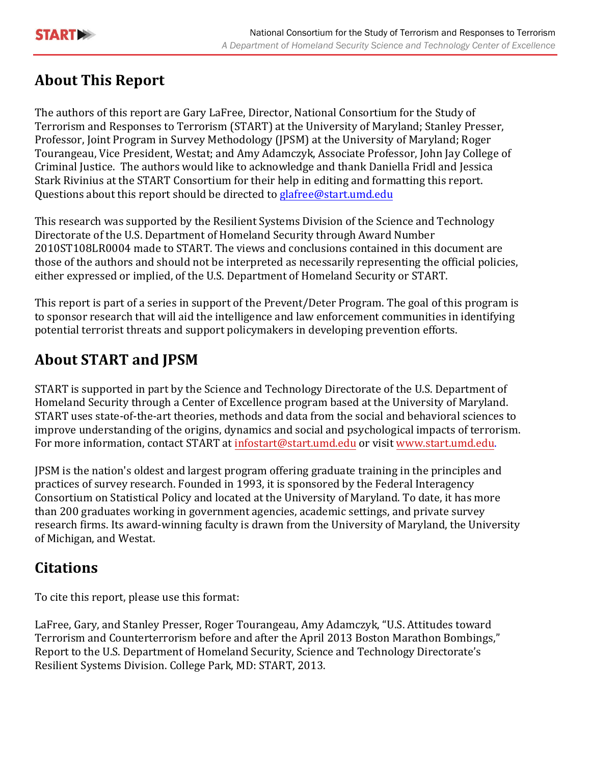## About This Report

The authors of this report are Gary LaFree, Director, National Consortium for the Study of Terrorism and Responses to Terrorism (START) at the University of Maryland; Stanley Presser, Professor, Joint Program in Survey Methodology (JPSM) at the University of Maryland; Roger Tourangeau, Vice President, Westat; and Amy Adamczyk, Associate Professor, John Jay College of Criminal Justice. The authors would like to acknowledge and thank Daniella Fridl and Jessica Stark Rivinius at the START Consortium for their help in editing and formatting this report. Questions about this report should be directed to glafree@start.umd.edu

This research was supported by the Resilient Systems Division of the Science and Technology Directorate of the U.S. Department of Homeland Security through Award Number 2010ST108LR0004 made to START. The views and conclusions contained in this document are those of the authors and should not be interpreted as necessarily representing the official policies, either expressed or implied, of the U.S. Department of Homeland Security or START.

This report is part of a series in support of the Prevent/Deter Program. The goal of this program is to sponsor research that will aid the intelligence and law enforcement communities in identifying potential terrorist threats and support policymakers in developing prevention efforts.

## About START and JPSM

START is supported in part by the Science and Technology Directorate of the U.S. Department of Homeland Security through a Center of Excellence program based at the University of Maryland. START uses state-of-the-art theories, methods and data from the social and behavioral sciences to improve understanding of the origins, dynamics and social and psychological impacts of terrorism. For more information, contact START at infostart@start.umd.edu or visit www.start.umd.edu.

JPSM is the nation's oldest and largest program offering graduate training in the principles and practices of survey research. Founded in 1993, it is sponsored by the Federal Interagency Consortium on Statistical Policy and located at the University of Maryland. To date, it has more than 200 graduates working in government agencies, academic settings, and private survey research firms. Its award-winning faculty is drawn from the University of Maryland, the University of Michigan, and Westat.

## Citations

To cite this report, please use this format:

LaFree, Gary, and Stanley Presser, Roger Tourangeau, Amy Adamczyk, "U.S. Attitudes toward Terrorism and Counterterrorism before and after the April 2013 Boston Marathon Bombings," Report to the U.S. Department of Homeland Security, Science and Technology Directorate's Resilient Systems Division. College Park, MD: START, 2013.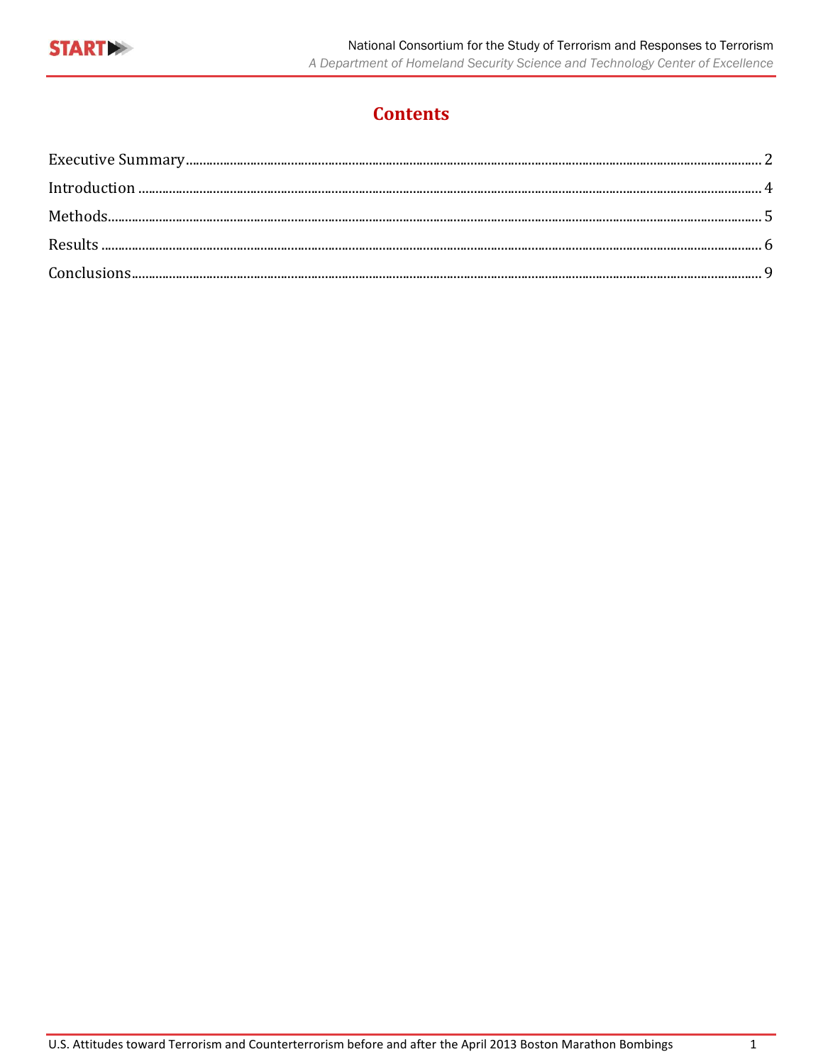# Contents

Executive Summary ........................................................................................................ 2

Introduction ................................................................................................................. 4

Methods ....................................................................................................................... 5

Results ......................................................................................................................... 6

Conclusions .................................................................................................................. 9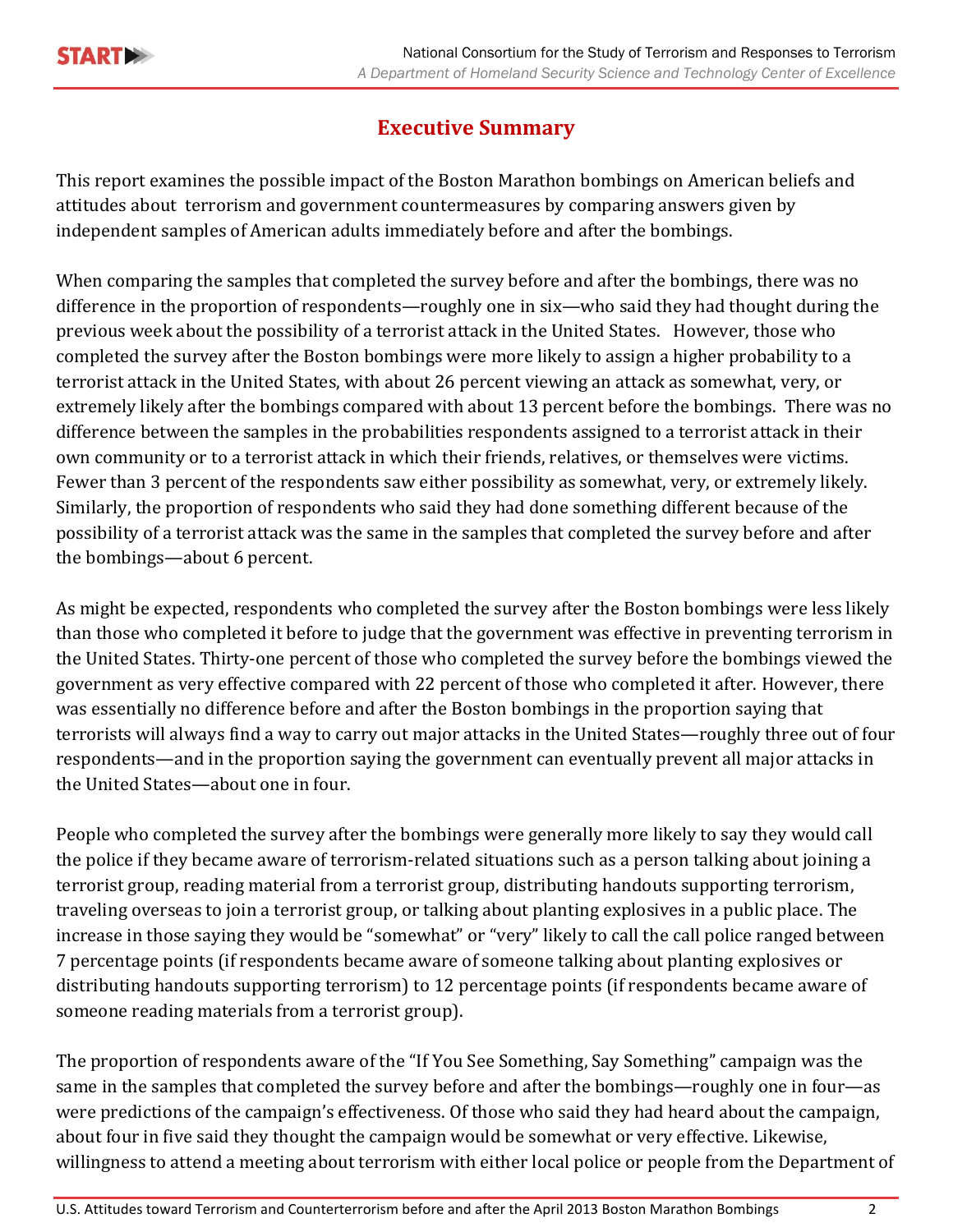# Executive Summary

This report examines the possible impact of the Boston Marathon bombings on American beliefs and attitudes about terrorism and government countermeasures by comparing answers given by independent samples of American adults immediately before and after the bombings.

When comparing the samples that completed the survey before and after the bombings, there was no difference in the proportion of respondents—roughly one in six—who said they had thought during the previous week about the possibility of a terrorist attack in the United States. However, those who completed the survey after the Boston bombings were more likely to assign a higher probability to a terrorist attack in the United States, with about 26 percent viewing an attack as somewhat, very, or extremely likely after the bombings compared with about 13 percent before the bombings. There was no difference between the samples in the probabilities respondents assigned to a terrorist attack in their own community or to a terrorist attack in which their friends, relatives, or themselves were victims. Fewer than 3 percent of the respondents saw either possibility as somewhat, very, or extremely likely. Similarly, the proportion of respondents who said they had done something different because of the possibility of a terrorist attack was the same in the samples that completed the survey before and after the bombings—about 6 percent.

As might be expected, respondents who completed the survey after the Boston bombings were less likely than those who completed it before to judge that the government was effective in preventing terrorism in the United States. Thirty-one percent of those who completed the survey before the bombings viewed the government as very effective compared with 22 percent of those who completed it after. However, there was essentially no difference before and after the Boston bombings in the proportion saying that terrorists will always find a way to carry out major attacks in the United States—roughly three out of four respondents—and in the proportion saying the government can eventually prevent all major attacks in the United States—about one in four.

People who completed the survey after the bombings were generally more likely to say they would call the police if they became aware of terrorism-related situations such as a person talking about joining a terrorist group, reading material from a terrorist group, distributing handouts supporting terrorism, traveling overseas to join a terrorist group, or talking about planting explosives in a public place. The increase in those saying they would be "somewhat" or "very" likely to call the call police ranged between 7 percentage points (if respondents became aware of someone talking about planting explosives or distributing handouts supporting terrorism) to 12 percentage points (if respondents became aware of someone reading materials from a terrorist group).

The proportion of respondents aware of the "If You See Something, Say Something" campaign was the same in the samples that completed the survey before and after the bombings—roughly one in four—as were predictions of the campaign's effectiveness. Of those who said they had heard about the campaign, about four in five said they thought the campaign would be somewhat or very effective. Likewise, willingness to attend a meeting about terrorism with either local police or people from the Department of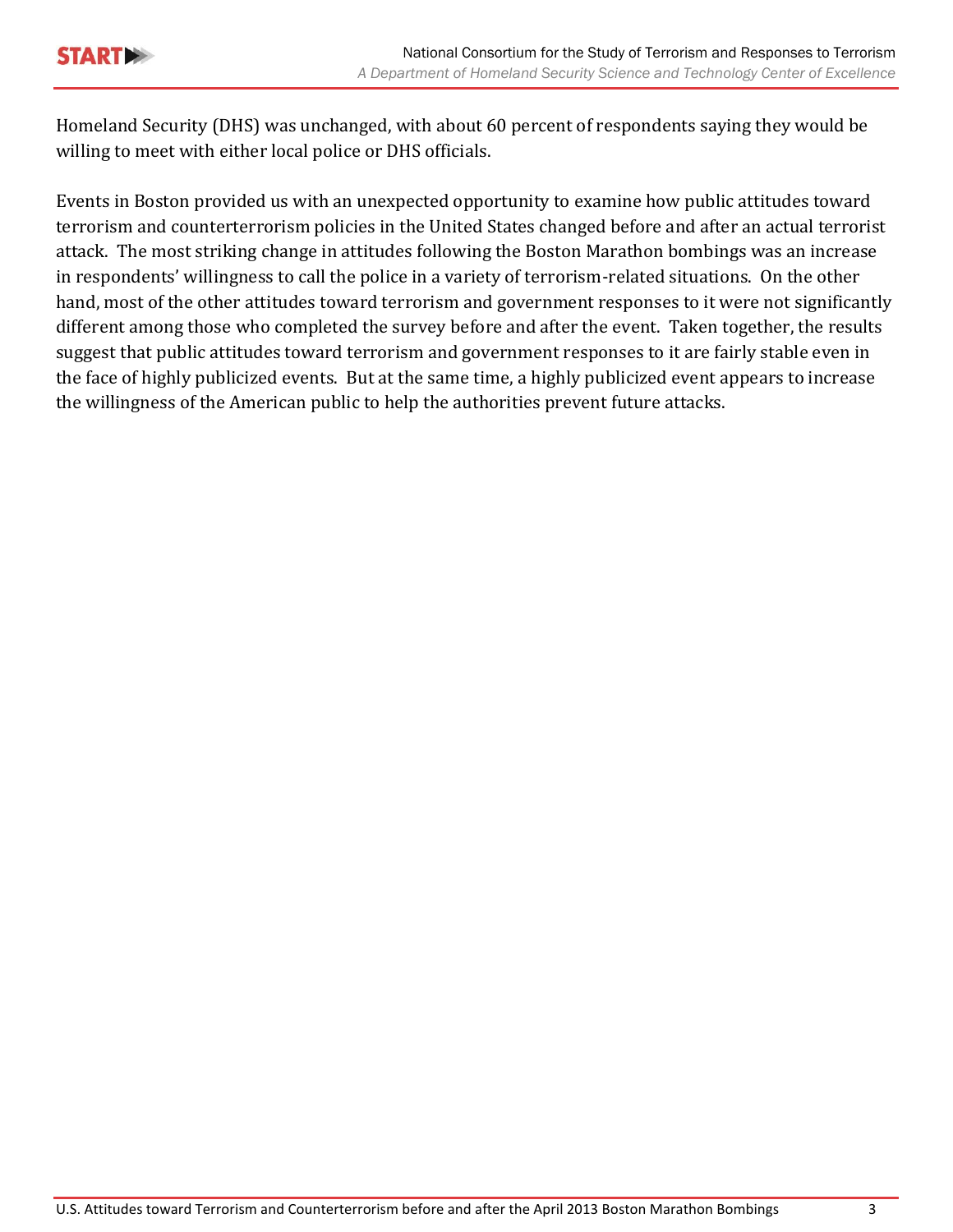Homeland Security (DHS) was unchanged, with about 60 percent of respondents saying they would be willing to meet with either local police or DHS officials.

Events in Boston provided us with an unexpected opportunity to examine how public attitudes toward terrorism and counterterrorism policies in the United States changed before and after an actual terrorist attack. The most striking change in attitudes following the Boston Marathon bombings was an increase in respondents' willingness to call the police in a variety of terrorism-related situations. On the other hand, most of the other attitudes toward terrorism and government responses to it were not significantly different among those who completed the survey before and after the event. Taken together, the results suggest that public attitudes toward terrorism and government responses to it are fairly stable even in the face of highly publicized events. But at the same time, a highly publicized event appears to increase the willingness of the American public to help the authorities prevent future attacks.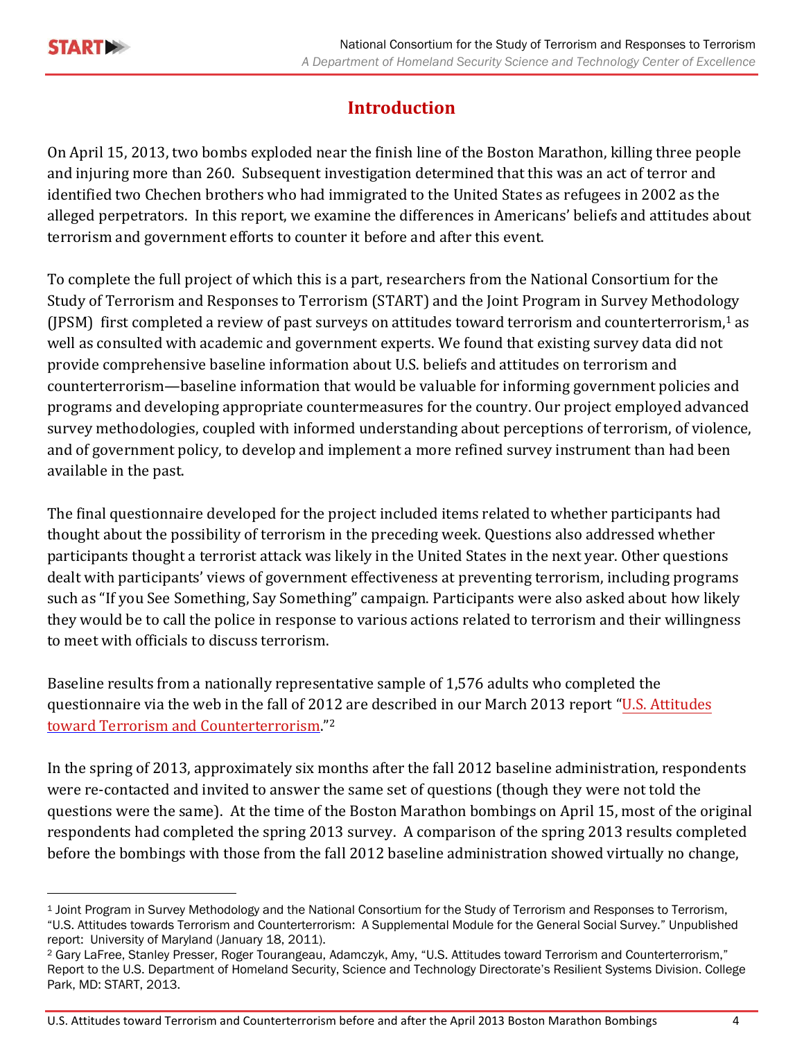## Introduction

On April 15, 2013, two bombs exploded near the finish line of the Boston Marathon, killing three people and injuring more than 260. Subsequent investigation determined that this was an act of terror and identified two Chechen brothers who had immigrated to the United States as refugees in 2002 as the alleged perpetrators. In this report, we examine the differences in Americans' beliefs and attitudes about terrorism and government efforts to counter it before and after this event.

To complete the full project of which this is a part, researchers from the National Consortium for the Study of Terrorism and Responses to Terrorism (START) and the Joint Program in Survey Methodology (JPSM) first completed a review of past surveys on attitudes toward terrorism and counterterrorism,[1] as well as consulted with academic and government experts. We found that existing survey data did not provide comprehensive baseline information about U.S. beliefs and attitudes on terrorism and counterterrorism—baseline information that would be valuable for informing government policies and programs and developing appropriate countermeasures for the country. Our project employed advanced survey methodologies, coupled with informed understanding about perceptions of terrorism, of violence, and of government policy, to develop and implement a more refined survey instrument than had been available in the past.

The final questionnaire developed for the project included items related to whether participants had thought about the possibility of terrorism in the preceding week. Questions also addressed whether participants thought a terrorist attack was likely in the United States in the next year. Other questions dealt with participants' views of government effectiveness at preventing terrorism, including programs such as "If you See Something, Say Something" campaign. Participants were also asked about how likely they would be to call the police in response to various actions related to terrorism and their willingness to meet with officials to discuss terrorism.

Baseline results from a nationally representative sample of 1,576 adults who completed the questionnaire via the web in the fall of 2012 are described in our March 2013 report "U.S. Attitudes toward Terrorism and Counterterrorism."[2]

In the spring of 2013, approximately six months after the fall 2012 baseline administration, respondents were re-contacted and invited to answer the same set of questions (though they were not told the questions were the same). At the time of the Boston Marathon bombings on April 15, most of the original respondents had completed the spring 2013 survey. A comparison of the spring 2013 results completed before the bombings with those from the fall 2012 baseline administration showed virtually no change,

---

[1] Joint Program in Survey Methodology and the National Consortium for the Study of Terrorism and Responses to Terrorism, "U.S. Attitudes towards Terrorism and Counterterrorism: A Supplemental Module for the General Social Survey." Unpublished report: University of Maryland (January 18, 2011).

[2] Gary LaFree, Stanley Presser, Roger Tourangeau, Adamczyk, Amy, "U.S. Attitudes toward Terrorism and Counterterrorism," Report to the U.S. Department of Homeland Security, Science and Technology Directorate's Resilient Systems Division. College Park, MD: START, 2013.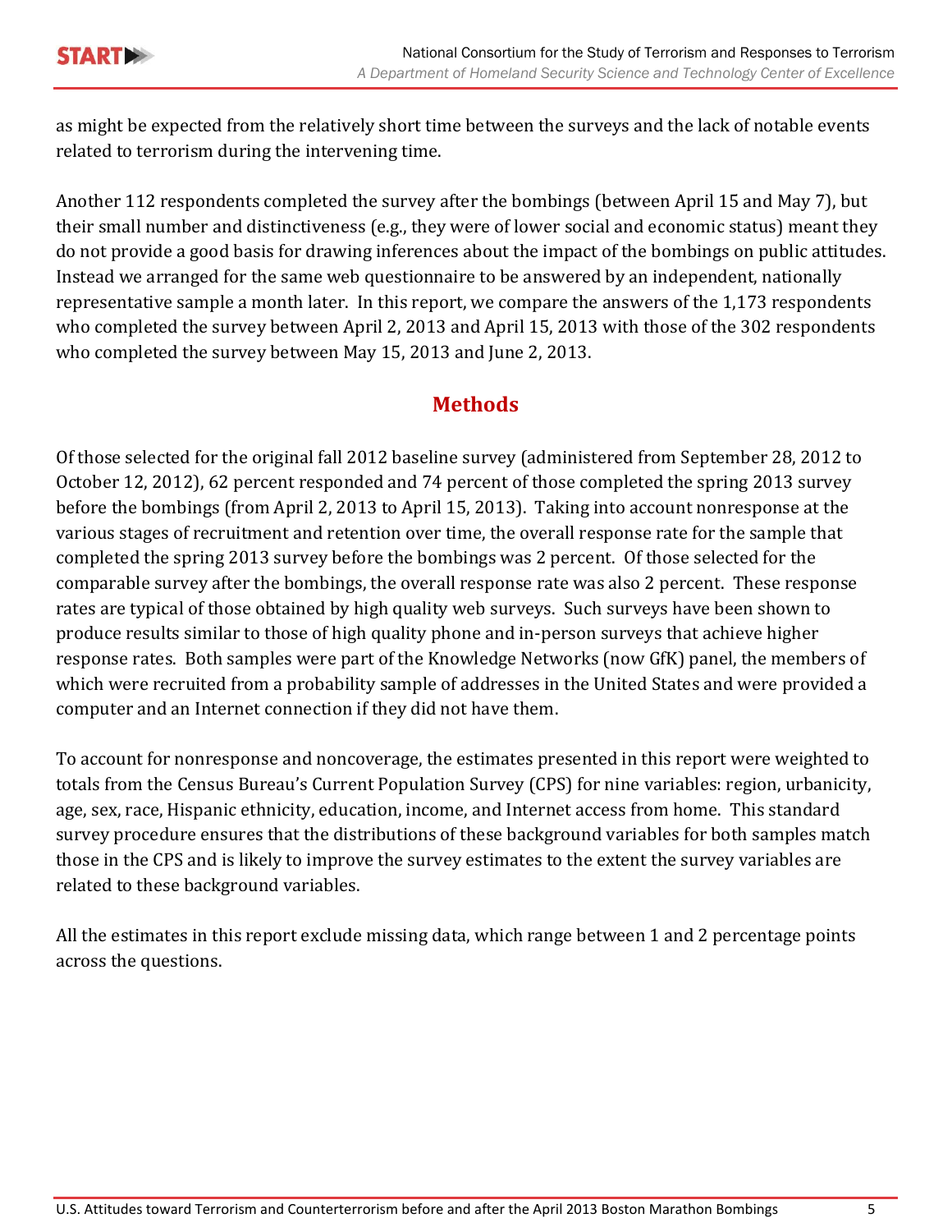as might be expected from the relatively short time between the surveys and the lack of notable events related to terrorism during the intervening time.

Another 112 respondents completed the survey after the bombings (between April 15 and May 7), but their small number and distinctiveness (e.g., they were of lower social and economic status) meant they do not provide a good basis for drawing inferences about the impact of the bombings on public attitudes. Instead we arranged for the same web questionnaire to be answered by an independent, nationally representative sample a month later. In this report, we compare the answers of the 1,173 respondents who completed the survey between April 2, 2013 and April 15, 2013 with those of the 302 respondents who completed the survey between May 15, 2013 and June 2, 2013.

## Methods

Of those selected for the original fall 2012 baseline survey (administered from September 28, 2012 to October 12, 2012), 62 percent responded and 74 percent of those completed the spring 2013 survey before the bombings (from April 2, 2013 to April 15, 2013). Taking into account nonresponse at the various stages of recruitment and retention over time, the overall response rate for the sample that completed the spring 2013 survey before the bombings was 2 percent. Of those selected for the comparable survey after the bombings, the overall response rate was also 2 percent. These response rates are typical of those obtained by high quality web surveys. Such surveys have been shown to produce results similar to those of high quality phone and in-person surveys that achieve higher response rates. Both samples were part of the Knowledge Networks (now GfK) panel, the members of which were recruited from a probability sample of addresses in the United States and were provided a computer and an Internet connection if they did not have them.

To account for nonresponse and noncoverage, the estimates presented in this report were weighted to totals from the Census Bureau's Current Population Survey (CPS) for nine variables: region, urbanicity, age, sex, race, Hispanic ethnicity, education, income, and Internet access from home. This standard survey procedure ensures that the distributions of these background variables for both samples match those in the CPS and is likely to improve the survey estimates to the extent the survey variables are related to these background variables.

All the estimates in this report exclude missing data, which range between 1 and 2 percentage points across the questions.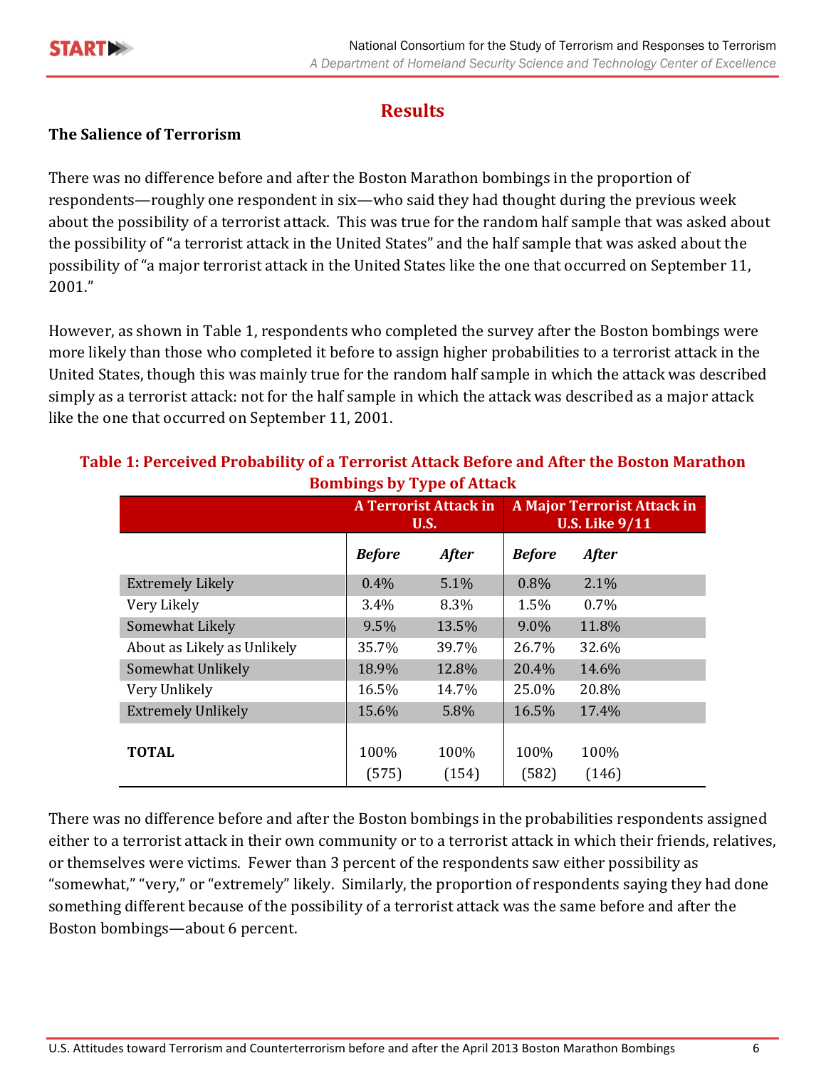## Results

### The Salience of Terrorism

There was no difference before and after the Boston Marathon bombings in the proportion of respondents—roughly one respondent in six—who said they had thought during the previous week about the possibility of a terrorist attack. This was true for the random half sample that was asked about the possibility of "a terrorist attack in the United States" and the half sample that was asked about the possibility of "a major terrorist attack in the United States like the one that occurred on September 11, 2001."

However, as shown in Table 1, respondents who completed the survey after the Boston bombings were more likely than those who completed it before to assign higher probabilities to a terrorist attack in the United States, though this was mainly true for the random half sample in which the attack was described simply as a terrorist attack: not for the half sample in which the attack was described as a major attack like the one that occurred on September 11, 2001.

**Table 1: Perceived Probability of a Terrorist Attack Before and After the Boston Marathon Bombings by Type of Attack**

| | A Terrorist Attack in U.S. | | A Major Terrorist Attack in U.S. Like 9/11 | |
|---|---|---|---|---|
| | *Before* | *After* | *Before* | *After* |
| Extremely Likely | 0.4% | 5.1% | 0.8% | 2.1% |
| Very Likely | 3.4% | 8.3% | 1.5% | 0.7% |
| Somewhat Likely | 9.5% | 13.5% | 9.0% | 11.8% |
| About as Likely as Unlikely | 35.7% | 39.7% | 26.7% | 32.6% |
| Somewhat Unlikely | 18.9% | 12.8% | 20.4% | 14.6% |
| Very Unlikely | 16.5% | 14.7% | 25.0% | 20.8% |
| Extremely Unlikely | 15.6% | 5.8% | 16.5% | 17.4% |
| **TOTAL** | 100% (575) | 100% (154) | 100% (582) | 100% (146) |

There was no difference before and after the Boston bombings in the probabilities respondents assigned either to a terrorist attack in their own community or to a terrorist attack in which their friends, relatives, or themselves were victims. Fewer than 3 percent of the respondents saw either possibility as "somewhat," "very," or "extremely" likely. Similarly, the proportion of respondents saying they had done something different because of the possibility of a terrorist attack was the same before and after the Boston bombings—about 6 percent.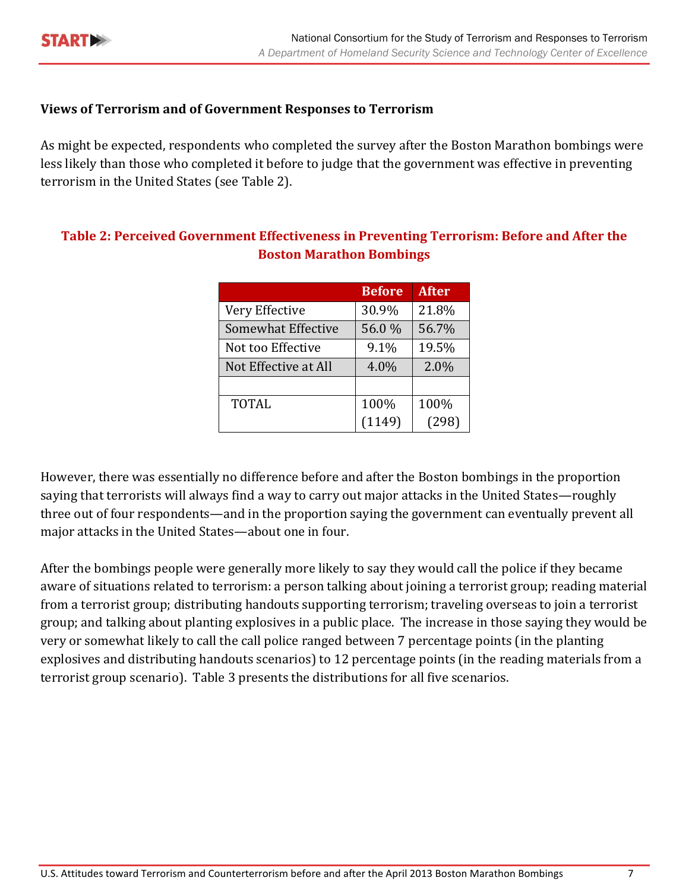### Views of Terrorism and of Government Responses to Terrorism

As might be expected, respondents who completed the survey after the Boston Marathon bombings were less likely than those who completed it before to judge that the government was effective in preventing terrorism in the United States (see Table 2).

**Table 2: Perceived Government Effectiveness in Preventing Terrorism: Before and After the Boston Marathon Bombings**

| | Before | After |
|---|---|---|
| Very Effective | 30.9% | 21.8% |
| Somewhat Effective | 56.0 % | 56.7% |
| Not too Effective | 9.1% | 19.5% |
| Not Effective at All | 4.0% | 2.0% |
| | | |
| TOTAL | 100% (1149) | 100% (298) |

However, there was essentially no difference before and after the Boston bombings in the proportion saying that terrorists will always find a way to carry out major attacks in the United States—roughly three out of four respondents—and in the proportion saying the government can eventually prevent all major attacks in the United States—about one in four.

After the bombings people were generally more likely to say they would call the police if they became aware of situations related to terrorism: a person talking about joining a terrorist group; reading material from a terrorist group; distributing handouts supporting terrorism; traveling overseas to join a terrorist group; and talking about planting explosives in a public place. The increase in those saying they would be very or somewhat likely to call the call police ranged between 7 percentage points (in the planting explosives and distributing handouts scenarios) to 12 percentage points (in the reading materials from a terrorist group scenario). Table 3 presents the distributions for all five scenarios.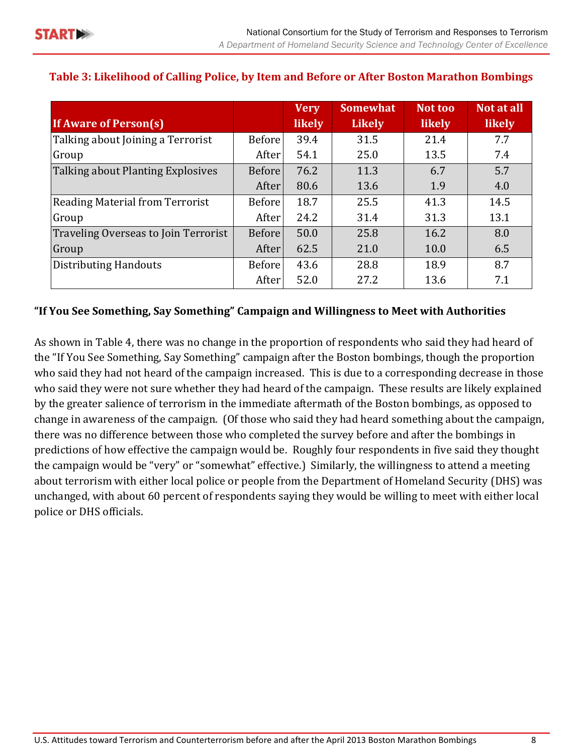**Table 3: Likelihood of Calling Police, by Item and Before or After Boston Marathon Bombings**

| If Aware of Person(s) | | Very likely | Somewhat Likely | Not too likely | Not at all likely |
|---|---|---|---|---|---|
| Talking about Joining a Terrorist Group | Before | 39.4 | 31.5 | 21.4 | 7.7 |
| | After | 54.1 | 25.0 | 13.5 | 7.4 |
| Talking about Planting Explosives | Before | 76.2 | 11.3 | 6.7 | 5.7 |
| | After | 80.6 | 13.6 | 1.9 | 4.0 |
| Reading Material from Terrorist Group | Before | 18.7 | 25.5 | 41.3 | 14.5 |
| | After | 24.2 | 31.4 | 31.3 | 13.1 |
| Traveling Overseas to Join Terrorist Group | Before | 50.0 | 25.8 | 16.2 | 8.0 |
| | After | 62.5 | 21.0 | 10.0 | 6.5 |
| Distributing Handouts | Before | 43.6 | 28.8 | 18.9 | 8.7 |
| | After | 52.0 | 27.2 | 13.6 | 7.1 |

### "If You See Something, Say Something" Campaign and Willingness to Meet with Authorities

As shown in Table 4, there was no change in the proportion of respondents who said they had heard of the "If You See Something, Say Something" campaign after the Boston bombings, though the proportion who said they had not heard of the campaign increased. This is due to a corresponding decrease in those who said they were not sure whether they had heard of the campaign. These results are likely explained by the greater salience of terrorism in the immediate aftermath of the Boston bombings, as opposed to change in awareness of the campaign. (Of those who said they had heard something about the campaign, there was no difference between those who completed the survey before and after the bombings in predictions of how effective the campaign would be. Roughly four respondents in five said they thought the campaign would be "very" or "somewhat" effective.) Similarly, the willingness to attend a meeting about terrorism with either local police or people from the Department of Homeland Security (DHS) was unchanged, with about 60 percent of respondents saying they would be willing to meet with either local police or DHS officials.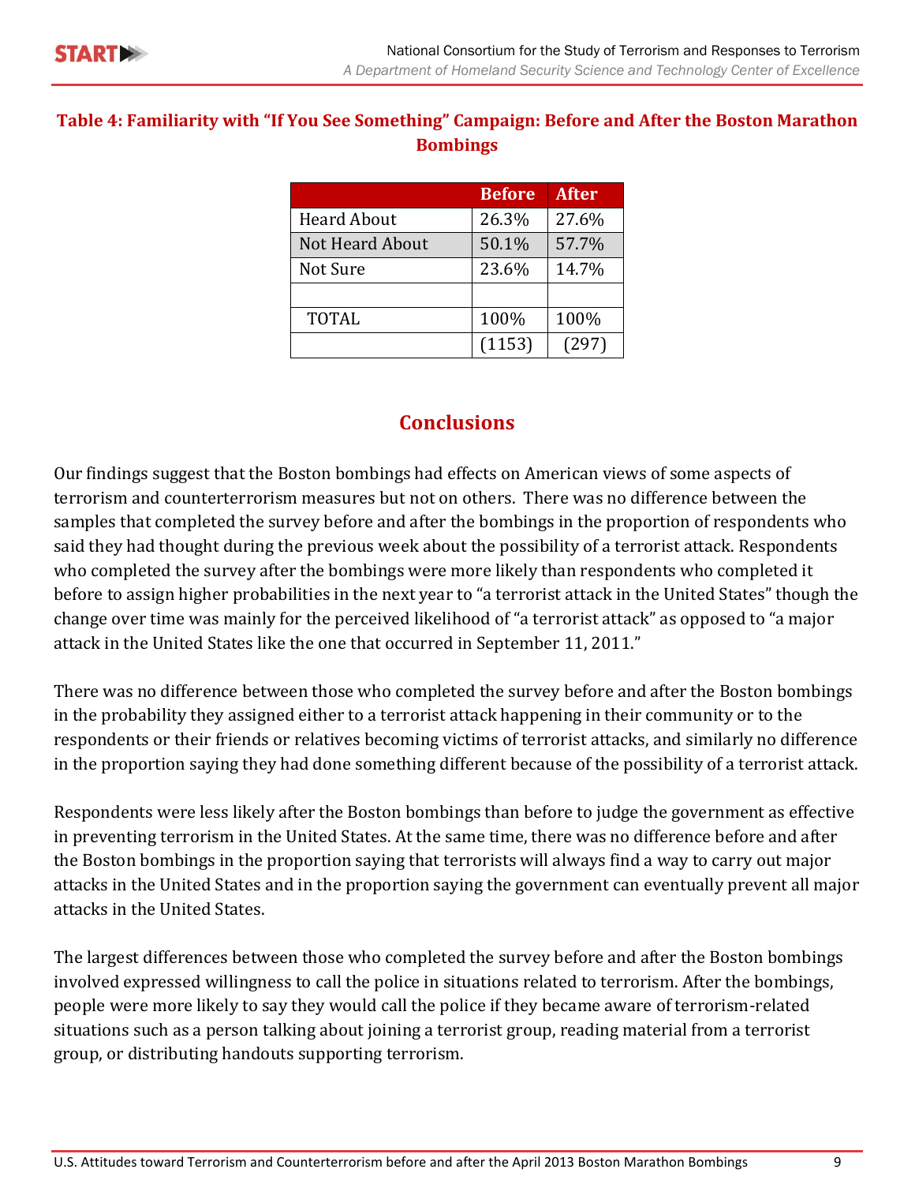**Table 4: Familiarity with "If You See Something" Campaign: Before and After the Boston Marathon Bombings**

| | Before | After |
|---|---|---|
| Heard About | 26.3% | 27.6% |
| Not Heard About | 50.1% | 57.7% |
| Not Sure | 23.6% | 14.7% |
| | | |
| TOTAL | 100% | 100% |
| | (1153) | (297) |

## Conclusions

Our findings suggest that the Boston bombings had effects on American views of some aspects of terrorism and counterterrorism measures but not on others. There was no difference between the samples that completed the survey before and after the bombings in the proportion of respondents who said they had thought during the previous week about the possibility of a terrorist attack. Respondents who completed the survey after the bombings were more likely than respondents who completed it before to assign higher probabilities in the next year to "a terrorist attack in the United States" though the change over time was mainly for the perceived likelihood of "a terrorist attack" as opposed to "a major attack in the United States like the one that occurred in September 11, 2011."

There was no difference between those who completed the survey before and after the Boston bombings in the probability they assigned either to a terrorist attack happening in their community or to the respondents or their friends or relatives becoming victims of terrorist attacks, and similarly no difference in the proportion saying they had done something different because of the possibility of a terrorist attack.

Respondents were less likely after the Boston bombings than before to judge the government as effective in preventing terrorism in the United States. At the same time, there was no difference before and after the Boston bombings in the proportion saying that terrorists will always find a way to carry out major attacks in the United States and in the proportion saying the government can eventually prevent all major attacks in the United States.

The largest differences between those who completed the survey before and after the Boston bombings involved expressed willingness to call the police in situations related to terrorism. After the bombings, people were more likely to say they would call the police if they became aware of terrorism-related situations such as a person talking about joining a terrorist group, reading material from a terrorist group, or distributing handouts supporting terrorism.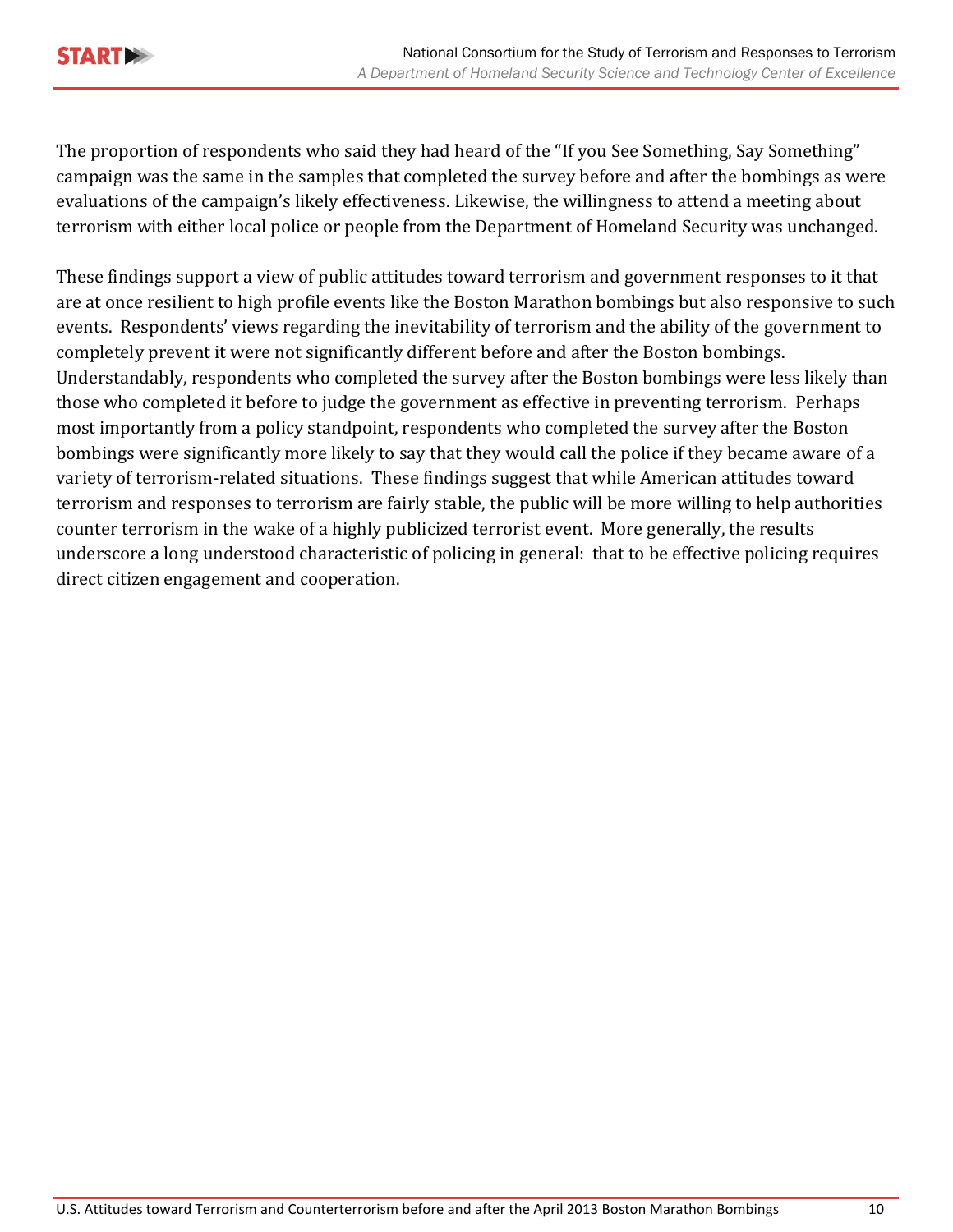The proportion of respondents who said they had heard of the "If you See Something, Say Something" campaign was the same in the samples that completed the survey before and after the bombings as were evaluations of the campaign's likely effectiveness. Likewise, the willingness to attend a meeting about terrorism with either local police or people from the Department of Homeland Security was unchanged.

These findings support a view of public attitudes toward terrorism and government responses to it that are at once resilient to high profile events like the Boston Marathon bombings but also responsive to such events. Respondents' views regarding the inevitability of terrorism and the ability of the government to completely prevent it were not significantly different before and after the Boston bombings. Understandably, respondents who completed the survey after the Boston bombings were less likely than those who completed it before to judge the government as effective in preventing terrorism. Perhaps most importantly from a policy standpoint, respondents who completed the survey after the Boston bombings were significantly more likely to say that they would call the police if they became aware of a variety of terrorism-related situations. These findings suggest that while American attitudes toward terrorism and responses to terrorism are fairly stable, the public will be more willing to help authorities counter terrorism in the wake of a highly publicized terrorist event. More generally, the results underscore a long understood characteristic of policing in general: that to be effective policing requires direct citizen engagement and cooperation.